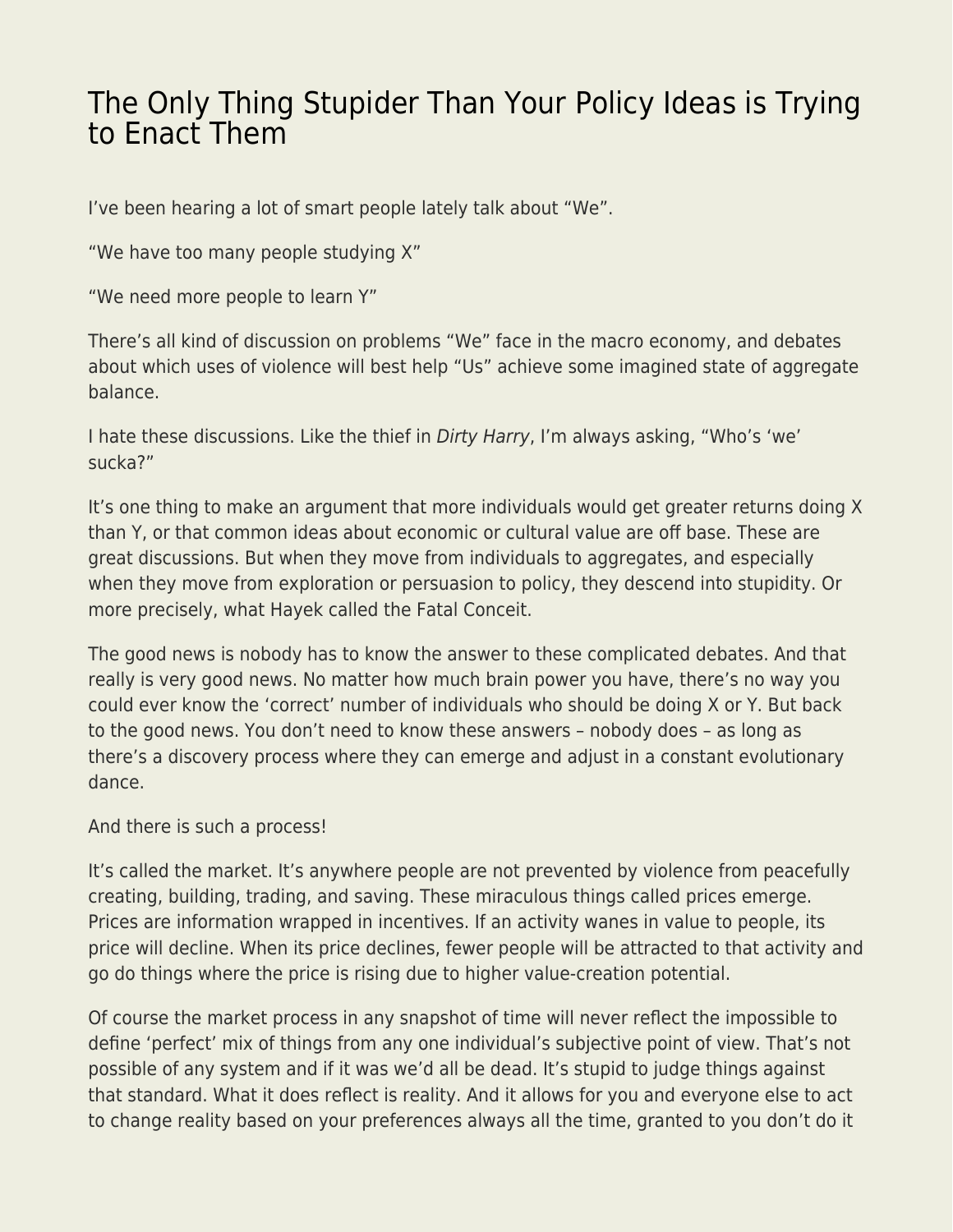# The Only Thing Stupider Than Your Policy Ideas is Trying to Enact Them

I've been hearing a lot of smart people lately talk about "We".

"We have too many people studying X"

"We need more people to learn Y"

There's all kind of discussion on problems "We" face in the macro economy, and debates about which uses of violence will best help "Us" achieve some imagined state of aggregate balance.

I hate these discussions. Like the thief in *Dirty Harry*, I'm always asking, "Who's 'we' sucka?"

It's one thing to make an argument that more individuals would get greater returns doing X than Y, or that common ideas about economic or cultural value are off base. These are great discussions. But when they move from individuals to aggregates, and especially when they move from exploration or persuasion to policy, they descend into stupidity. Or more precisely, what Hayek called the Fatal Conceit.

The good news is nobody has to know the answer to these complicated debates. And that really is very good news. No matter how much brain power you have, there's no way you could ever know the 'correct' number of individuals who should be doing X or Y. But back to the good news. You don't need to know these answers – nobody does – as long as there's a discovery process where they can emerge and adjust in a constant evolutionary dance.

And there is such a process!

It's called the market. It's anywhere people are not prevented by violence from peacefully creating, building, trading, and saving. These miraculous things called prices emerge. Prices are information wrapped in incentives. If an activity wanes in value to people, its price will decline. When its price declines, fewer people will be attracted to that activity and go do things where the price is rising due to higher value-creation potential.

Of course the market process in any snapshot of time will never reflect the impossible to define 'perfect' mix of things from any one individual's subjective point of view. That's not possible of any system and if it was we'd all be dead. It's stupid to judge things against that standard. What it does reflect is reality. And it allows for you and everyone else to act to change reality based on your preferences always all the time, granted to you don't do it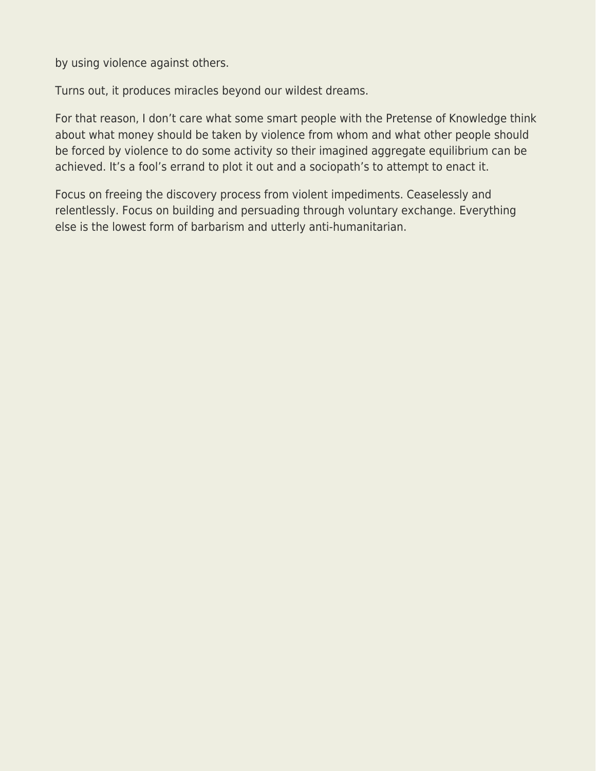by using violence against others.

Turns out, it produces miracles beyond our wildest dreams.

For that reason, I don't care what some smart people with the Pretense of Knowledge think about what money should be taken by violence from whom and what other people should be forced by violence to do some activity so their imagined aggregate equilibrium can be achieved. It's a fool's errand to plot it out and a sociopath's to attempt to enact it.

Focus on freeing the discovery process from violent impediments. Ceaselessly and relentlessly. Focus on building and persuading through voluntary exchange. Everything else is the lowest form of barbarism and utterly anti-humanitarian.